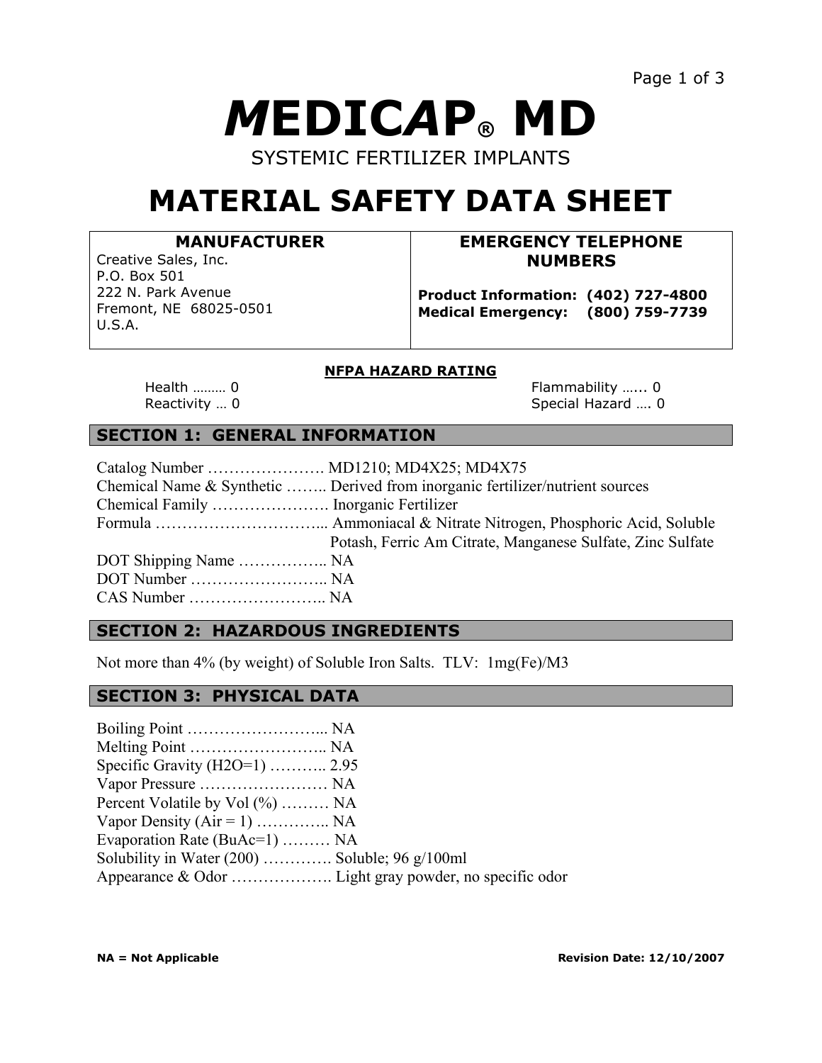# *M*EDIC*A*P® MD

SYSTEMIC FERTILIZER IMPLANTS

# MATERIAL SAFETY DATA SHEET

| MANUFACTURER | EMERGENCY TELEPHONE NUMBERS |
| --- | --- |
| Creative Sales, Inc.<br>P.O. Box 501<br>222 N. Park Avenue<br>Fremont, NE 68025-0501<br>U.S.A. | **Product Information: (402) 727-4800**<br>**Medical Emergency: (800) 759-7739** |

**NFPA HAZARD RATING**

Health ……… 0
Reactivity … 0
Flammability …... 0
Special Hazard …. 0

## SECTION 1: GENERAL INFORMATION

Catalog Number …………………. MD1210; MD4X25; MD4X75
Chemical Name & Synthetic …….. Derived from inorganic fertilizer/nutrient sources
Chemical Family …………………. Inorganic Fertilizer
Formula …………………………... Ammoniacal & Nitrate Nitrogen, Phosphoric Acid, Soluble Potash, Ferric Am Citrate, Manganese Sulfate, Zinc Sulfate
DOT Shipping Name …………….. NA
DOT Number …………………….. NA
CAS Number …………………….. NA

## SECTION 2: HAZARDOUS INGREDIENTS

Not more than 4% (by weight) of Soluble Iron Salts. TLV: 1mg(Fe)/M3

## SECTION 3: PHYSICAL DATA

Boiling Point ……………………... NA
Melting Point …………………….. NA
Specific Gravity ($H_2O$=1) ……….. 2.95
Vapor Pressure …………………… NA
Percent Volatile by Vol (%) ……… NA
Vapor Density (Air = 1) ………….. NA
Evaporation Rate (BuAc=1) ……… NA
Solubility in Water (200) …………. Soluble; 96 g/100ml
Appearance & Odor ………………. Light gray powder, no specific odor

**NA = Not Applicable** **Revision Date: 12/10/2007**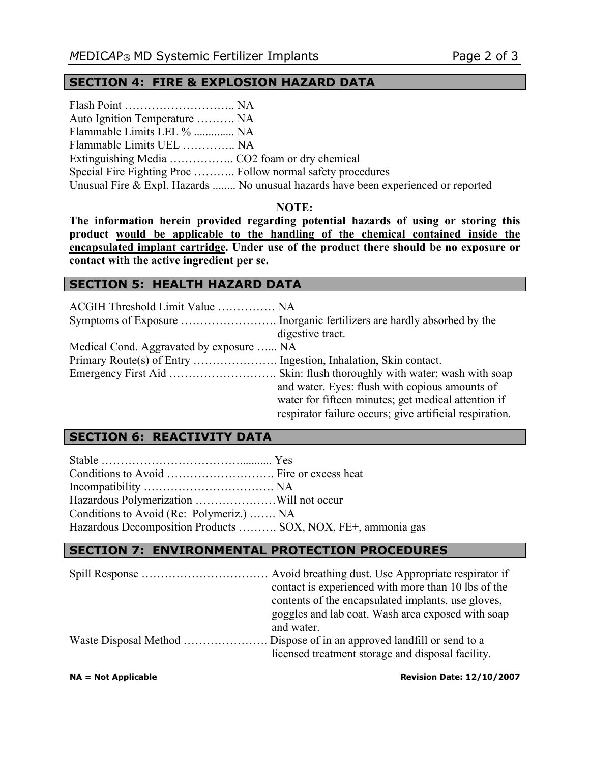## SECTION 4: FIRE & EXPLOSION HAZARD DATA

Flash Point ……………………….. NA
Auto Ignition Temperature ………. NA
Flammable Limits LEL % ............. NA
Flammable Limits UEL ………….. NA
Extinguishing Media …………….. $CO_2$ foam or dry chemical
Special Fire Fighting Proc ……….. Follow normal safety procedures
Unusual Fire & Expl. Hazards ........ No unusual hazards have been experienced or reported

**NOTE:**

**The information herein provided regarding potential hazards of using or storing this product <u>would be applicable to the handling of the chemical contained inside the encapsulated implant cartridge</u>. Under use of the product there should be no exposure or contact with the active ingredient per se.**

## SECTION 5: HEALTH HAZARD DATA

ACGIH Threshold Limit Value …………… NA
Symptoms of Exposure ……………………. Inorganic fertilizers are hardly absorbed by the digestive tract.
Medical Cond. Aggravated by exposure …... NA
Primary Route(s) of Entry …………………. Ingestion, Inhalation, Skin contact.
Emergency First Aid ………………………. Skin: flush thoroughly with water; wash with soap and water. Eyes: flush with copious amounts of water for fifteen minutes; get medical attention if respirator failure occurs; give artificial respiration.

## SECTION 6: REACTIVITY DATA

Stable ……………………………........... Yes
Conditions to Avoid ………………………. Fire or excess heat
Incompatibility ……………………………. NA
Hazardous Polymerization …………………Will not occur
Conditions to Avoid (Re: Polymeriz.) ……. NA
Hazardous Decomposition Products ………. SOX, NOX, FE+, ammonia gas

## SECTION 7: ENVIRONMENTAL PROTECTION PROCEDURES

Spill Response …………………………… Avoid breathing dust. Use Appropriate respirator if contact is experienced with more than 10 lbs of the contents of the encapsulated implants, use gloves, goggles and lab coat. Wash area exposed with soap and water.
Waste Disposal Method …………………. Dispose of in an approved landfill or send to a licensed treatment storage and disposal facility.

**NA = Not Applicable** **Revision Date: 12/10/2007**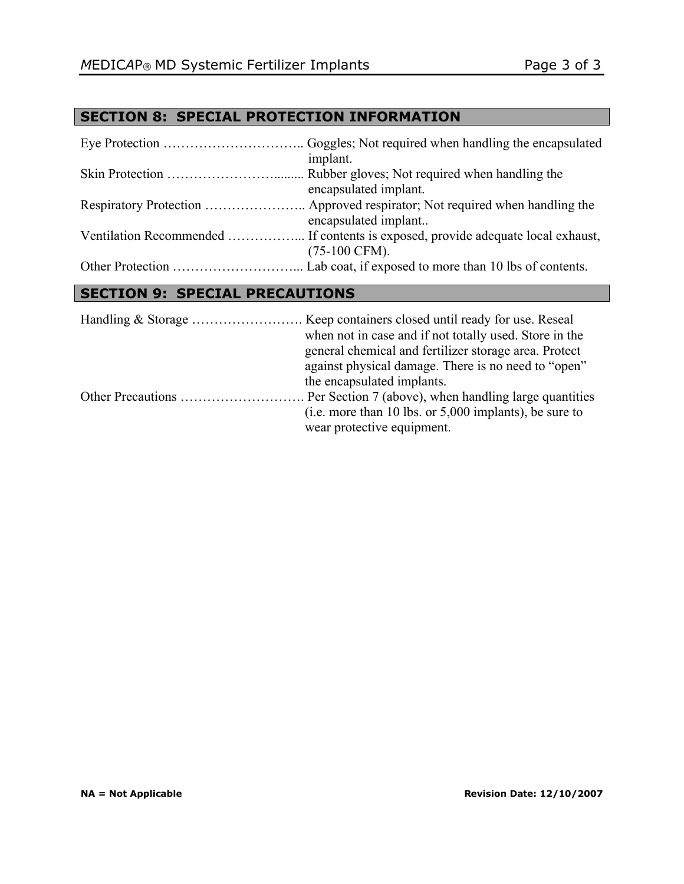## SECTION 8: SPECIAL PROTECTION INFORMATION

Eye Protection ………………………….. Goggles; Not required when handling the encapsulated implant.
Skin Protection ……………………......... Rubber gloves; Not required when handling the encapsulated implant.
Respiratory Protection ………………….. Approved respirator; Not required when handling the encapsulated implant..
Ventilation Recommended ……………... If contents is exposed, provide adequate local exhaust, (75-100 CFM).
Other Protection ………………………... Lab coat, if exposed to more than 10 lbs of contents.

## SECTION 9: SPECIAL PRECAUTIONS

Handling & Storage ……………………. Keep containers closed until ready for use. Reseal when not in case and if not totally used. Store in the general chemical and fertilizer storage area. Protect against physical damage. There is no need to "open" the encapsulated implants.
Other Precautions ………………………. Per Section 7 (above), when handling large quantities (i.e. more than 10 lbs. or 5,000 implants), be sure to wear protective equipment.

**NA = Not Applicable** **Revision Date: 12/10/2007**